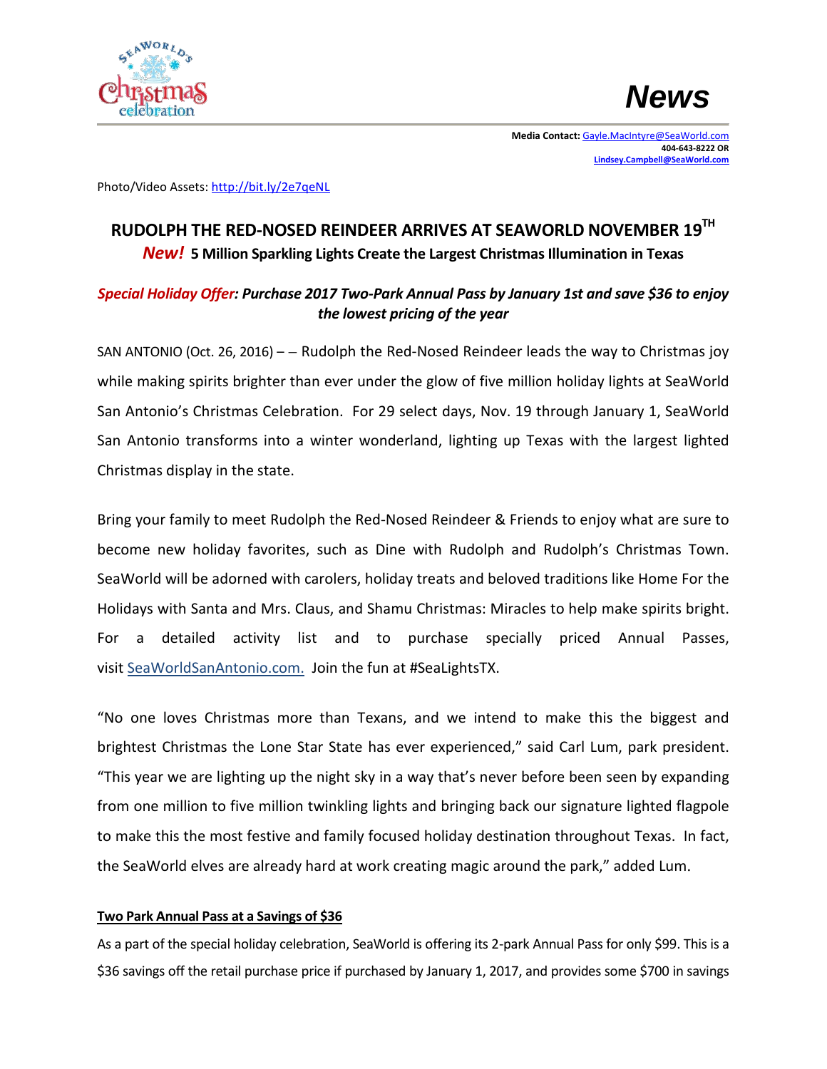**News**

**Media Contact:** Gayle.MacIntyre@SeaWorld.com
**404-643-8222 OR**
**Lindsey.Campbell@SeaWorld.com**

Photo/Video Assets: http://bit.ly/2e7qeNL

# RUDOLPH THE RED-NOSED REINDEER ARRIVES AT SEAWORLD NOVEMBER 19TH

***New!*** **5 Million Sparkling Lights Create the Largest Christmas Illumination in Texas**

***Special Holiday Offer: Purchase 2017 Two-Park Annual Pass by January 1st and save $36 to enjoy the lowest pricing of the year***

SAN ANTONIO (Oct. 26, 2016) – – Rudolph the Red-Nosed Reindeer leads the way to Christmas joy while making spirits brighter than ever under the glow of five million holiday lights at SeaWorld San Antonio's Christmas Celebration. For 29 select days, Nov. 19 through January 1, SeaWorld San Antonio transforms into a winter wonderland, lighting up Texas with the largest lighted Christmas display in the state.

Bring your family to meet Rudolph the Red-Nosed Reindeer & Friends to enjoy what are sure to become new holiday favorites, such as Dine with Rudolph and Rudolph's Christmas Town. SeaWorld will be adorned with carolers, holiday treats and beloved traditions like Home For the Holidays with Santa and Mrs. Claus, and Shamu Christmas: Miracles to help make spirits bright. For a detailed activity list and to purchase specially priced Annual Passes, visit SeaWorldSanAntonio.com. Join the fun at #SeaLightsTX.

"No one loves Christmas more than Texans, and we intend to make this the biggest and brightest Christmas the Lone Star State has ever experienced," said Carl Lum, park president. "This year we are lighting up the night sky in a way that's never before been seen by expanding from one million to five million twinkling lights and bringing back our signature lighted flagpole to make this the most festive and family focused holiday destination throughout Texas. In fact, the SeaWorld elves are already hard at work creating magic around the park," added Lum.

**Two Park Annual Pass at a Savings of $36**

As a part of the special holiday celebration, SeaWorld is offering its 2-park Annual Pass for only $99. This is a $36 savings off the retail purchase price if purchased by January 1, 2017, and provides some $700 in savings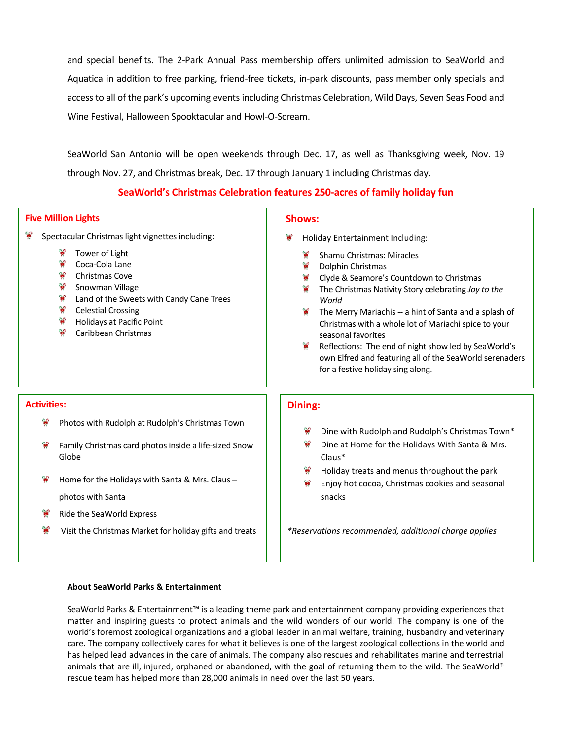and special benefits. The 2-Park Annual Pass membership offers unlimited admission to SeaWorld and Aquatica in addition to free parking, friend-free tickets, in-park discounts, pass member only specials and access to all of the park's upcoming events including Christmas Celebration, Wild Days, Seven Seas Food and Wine Festival, Halloween Spooktacular and Howl-O-Scream.

SeaWorld San Antonio will be open weekends through Dec. 17, as well as Thanksgiving week, Nov. 19 through Nov. 27, and Christmas break, Dec. 17 through January 1 including Christmas day.

## SeaWorld's Christmas Celebration features 250-acres of family holiday fun

### Five Million Lights

- Spectacular Christmas light vignettes including:
  - Tower of Light
  - Coca-Cola Lane
  - Christmas Cove
  - Snowman Village
  - Land of the Sweets with Candy Cane Trees
  - Celestial Crossing
  - Holidays at Pacific Point
  - Caribbean Christmas

### Shows:

- Holiday Entertainment Including:
  - Shamu Christmas: Miracles
  - Dolphin Christmas
  - Clyde & Seamore's Countdown to Christmas
  - The Christmas Nativity Story celebrating *Joy to the World*
  - The Merry Mariachis -- a hint of Santa and a splash of Christmas with a whole lot of Mariachi spice to your seasonal favorites
  - Reflections: The end of night show led by SeaWorld's own Elfred and featuring all of the SeaWorld serenaders for a festive holiday sing along.

### Activities:

- Photos with Rudolph at Rudolph's Christmas Town
- Family Christmas card photos inside a life-sized Snow Globe
- Home for the Holidays with Santa & Mrs. Claus – photos with Santa
- Ride the SeaWorld Express
- Visit the Christmas Market for holiday gifts and treats

### Dining:

- Dine with Rudolph and Rudolph's Christmas Town*
- Dine at Home for the Holidays With Santa & Mrs. Claus*
- Holiday treats and menus throughout the park
- Enjoy hot cocoa, Christmas cookies and seasonal snacks

*\*Reservations recommended, additional charge applies*

**About SeaWorld Parks & Entertainment**

SeaWorld Parks & Entertainment™ is a leading theme park and entertainment company providing experiences that matter and inspiring guests to protect animals and the wild wonders of our world. The company is one of the world's foremost zoological organizations and a global leader in animal welfare, training, husbandry and veterinary care. The company collectively cares for what it believes is one of the largest zoological collections in the world and has helped lead advances in the care of animals. The company also rescues and rehabilitates marine and terrestrial animals that are ill, injured, orphaned or abandoned, with the goal of returning them to the wild. The SeaWorld® rescue team has helped more than 28,000 animals in need over the last 50 years.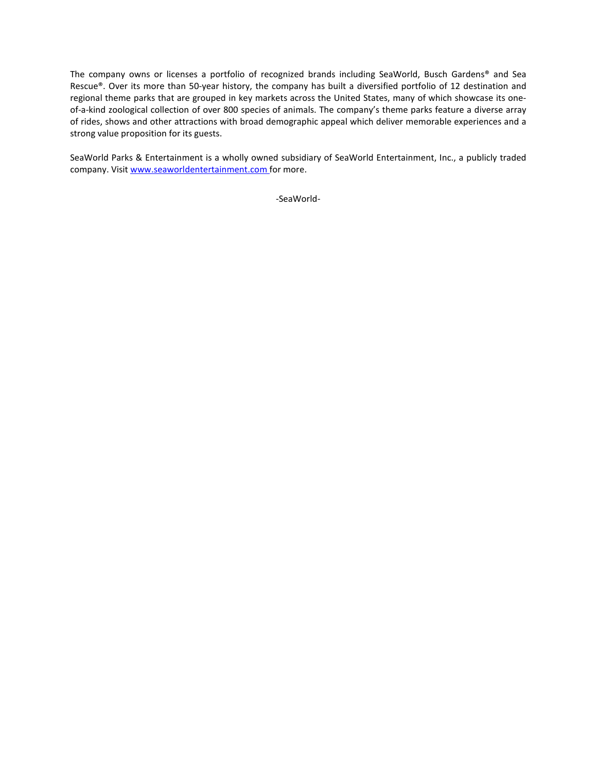The company owns or licenses a portfolio of recognized brands including SeaWorld, Busch Gardens® and Sea Rescue®. Over its more than 50-year history, the company has built a diversified portfolio of 12 destination and regional theme parks that are grouped in key markets across the United States, many of which showcase its one-of-a-kind zoological collection of over 800 species of animals. The company's theme parks feature a diverse array of rides, shows and other attractions with broad demographic appeal which deliver memorable experiences and a strong value proposition for its guests.

SeaWorld Parks & Entertainment is a wholly owned subsidiary of SeaWorld Entertainment, Inc., a publicly traded company. Visit [www.seaworldentertainment.com](http://www.seaworldentertainment.com) for more.

-SeaWorld-